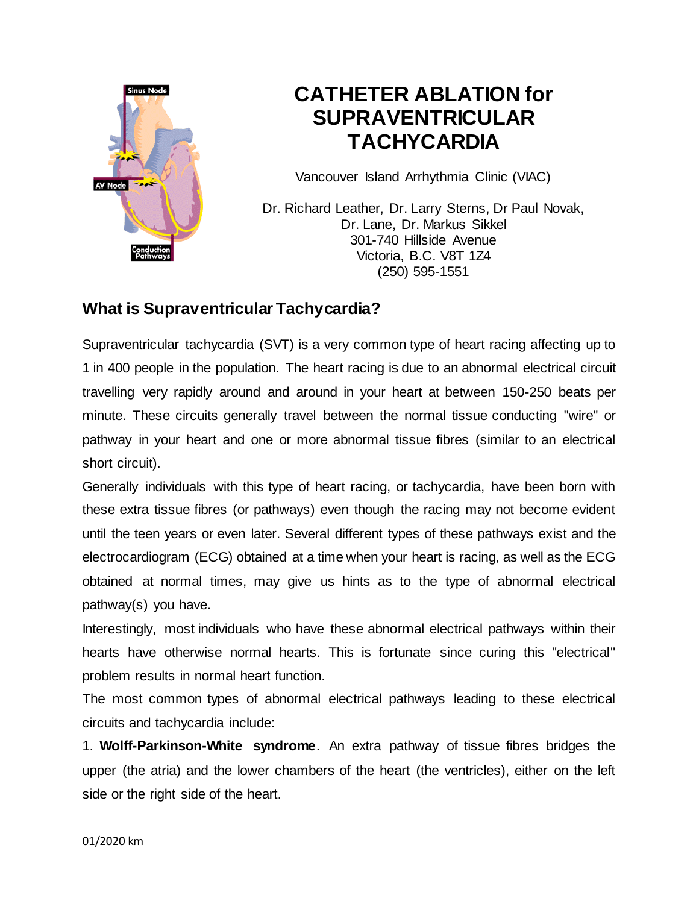# CATHETER ABLATION for SUPRAVENTRICULAR TACHYCARDIA

Vancouver Island Arrhythmia Clinic (VIAC)

Dr. Richard Leather, Dr. Larry Sterns, Dr Paul Novak,
Dr. Lane, Dr. Markus Sikkel
301-740 Hillside Avenue
Victoria, B.C. V8T 1Z4
(250) 595-1551

## What is Supraventricular Tachycardia?

Supraventricular tachycardia (SVT) is a very common type of heart racing affecting up to 1 in 400 people in the population. The heart racing is due to an abnormal electrical circuit travelling very rapidly around and around in your heart at between 150-250 beats per minute. These circuits generally travel between the normal tissue conducting "wire" or pathway in your heart and one or more abnormal tissue fibres (similar to an electrical short circuit).

Generally individuals with this type of heart racing, or tachycardia, have been born with these extra tissue fibres (or pathways) even though the racing may not become evident until the teen years or even later. Several different types of these pathways exist and the electrocardiogram (ECG) obtained at a time when your heart is racing, as well as the ECG obtained at normal times, may give us hints as to the type of abnormal electrical pathway(s) you have.

Interestingly, most individuals who have these abnormal electrical pathways within their hearts have otherwise normal hearts. This is fortunate since curing this "electrical" problem results in normal heart function.

The most common types of abnormal electrical pathways leading to these electrical circuits and tachycardia include:

1. **Wolff-Parkinson-White syndrome**. An extra pathway of tissue fibres bridges the upper (the atria) and the lower chambers of the heart (the ventricles), either on the left side or the right side of the heart.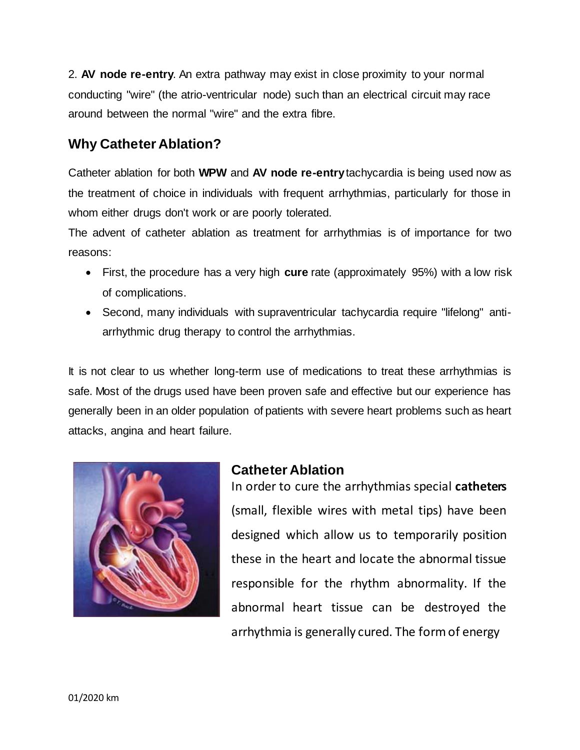2. **AV node re-entry**. An extra pathway may exist in close proximity to your normal conducting "wire" (the atrio-ventricular node) such than an electrical circuit may race around between the normal "wire" and the extra fibre.

## Why Catheter Ablation?

Catheter ablation for both **WPW** and **AV node re-entry** tachycardia is being used now as the treatment of choice in individuals with frequent arrhythmias, particularly for those in whom either drugs don't work or are poorly tolerated.

The advent of catheter ablation as treatment for arrhythmias is of importance for two reasons:

- First, the procedure has a very high **cure** rate (approximately 95%) with a low risk of complications.
- Second, many individuals with supraventricular tachycardia require "lifelong" anti-arrhythmic drug therapy to control the arrhythmias.

It is not clear to us whether long-term use of medications to treat these arrhythmias is safe. Most of the drugs used have been proven safe and effective but our experience has generally been in an older population of patients with severe heart problems such as heart attacks, angina and heart failure.

## Catheter Ablation

In order to cure the arrhythmias special **catheters** (small, flexible wires with metal tips) have been designed which allow us to temporarily position these in the heart and locate the abnormal tissue responsible for the rhythm abnormality. If the abnormal heart tissue can be destroyed the arrhythmia is generally cured. The form of energy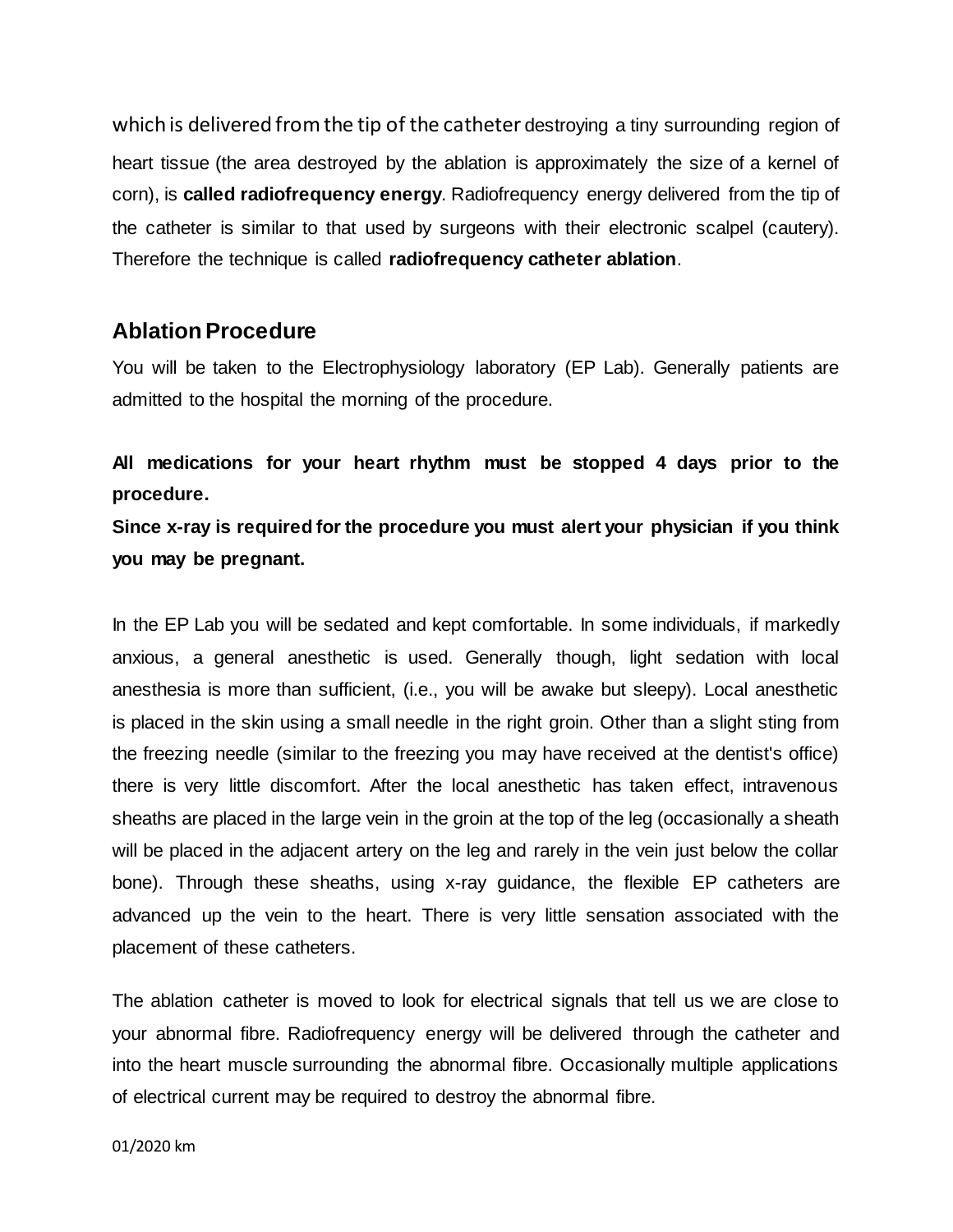which is delivered from the tip of the catheter destroying a tiny surrounding region of heart tissue (the area destroyed by the ablation is approximately the size of a kernel of corn), is **called radiofrequency energy**. Radiofrequency energy delivered from the tip of the catheter is similar to that used by surgeons with their electronic scalpel (cautery). Therefore the technique is called **radiofrequency catheter ablation**.

## Ablation Procedure

You will be taken to the Electrophysiology laboratory (EP Lab). Generally patients are admitted to the hospital the morning of the procedure.

**All medications for your heart rhythm must be stopped 4 days prior to the procedure.**
**Since x-ray is required for the procedure you must alert your physician if you think you may be pregnant.**

In the EP Lab you will be sedated and kept comfortable. In some individuals, if markedly anxious, a general anesthetic is used. Generally though, light sedation with local anesthesia is more than sufficient, (i.e., you will be awake but sleepy). Local anesthetic is placed in the skin using a small needle in the right groin. Other than a slight sting from the freezing needle (similar to the freezing you may have received at the dentist's office) there is very little discomfort. After the local anesthetic has taken effect, intravenous sheaths are placed in the large vein in the groin at the top of the leg (occasionally a sheath will be placed in the adjacent artery on the leg and rarely in the vein just below the collar bone). Through these sheaths, using x-ray guidance, the flexible EP catheters are advanced up the vein to the heart. There is very little sensation associated with the placement of these catheters.

The ablation catheter is moved to look for electrical signals that tell us we are close to your abnormal fibre. Radiofrequency energy will be delivered through the catheter and into the heart muscle surrounding the abnormal fibre. Occasionally multiple applications of electrical current may be required to destroy the abnormal fibre.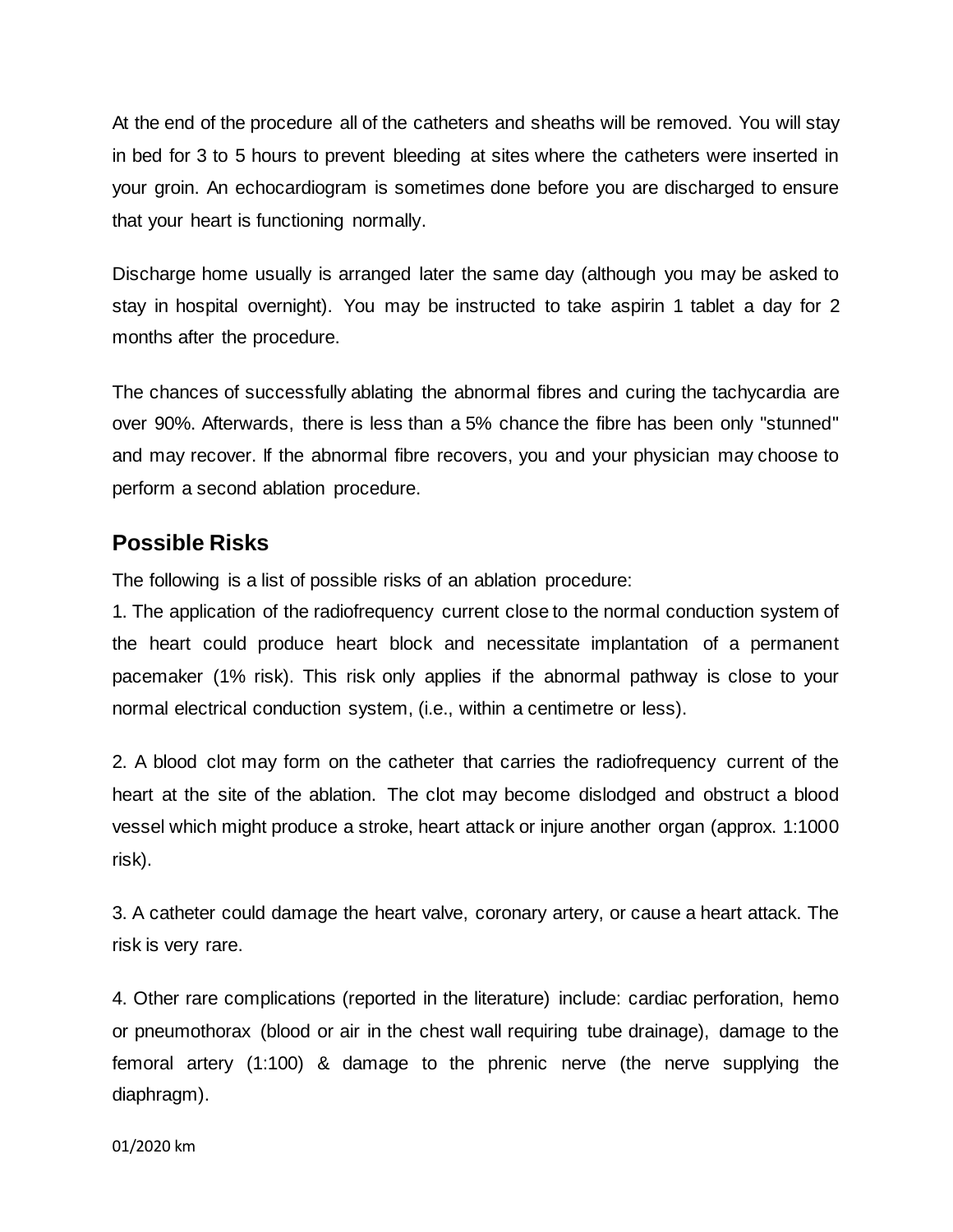At the end of the procedure all of the catheters and sheaths will be removed. You will stay in bed for 3 to 5 hours to prevent bleeding at sites where the catheters were inserted in your groin. An echocardiogram is sometimes done before you are discharged to ensure that your heart is functioning normally.

Discharge home usually is arranged later the same day (although you may be asked to stay in hospital overnight). You may be instructed to take aspirin 1 tablet a day for 2 months after the procedure.

The chances of successfully ablating the abnormal fibres and curing the tachycardia are over 90%. Afterwards, there is less than a 5% chance the fibre has been only "stunned" and may recover. If the abnormal fibre recovers, you and your physician may choose to perform a second ablation procedure.

## Possible Risks

The following is a list of possible risks of an ablation procedure:

1. The application of the radiofrequency current close to the normal conduction system of the heart could produce heart block and necessitate implantation of a permanent pacemaker (1% risk). This risk only applies if the abnormal pathway is close to your normal electrical conduction system, (i.e., within a centimetre or less).

2. A blood clot may form on the catheter that carries the radiofrequency current of the heart at the site of the ablation. The clot may become dislodged and obstruct a blood vessel which might produce a stroke, heart attack or injure another organ (approx. 1:1000 risk).

3. A catheter could damage the heart valve, coronary artery, or cause a heart attack. The risk is very rare.

4. Other rare complications (reported in the literature) include: cardiac perforation, hemo or pneumothorax (blood or air in the chest wall requiring tube drainage), damage to the femoral artery (1:100) & damage to the phrenic nerve (the nerve supplying the diaphragm).